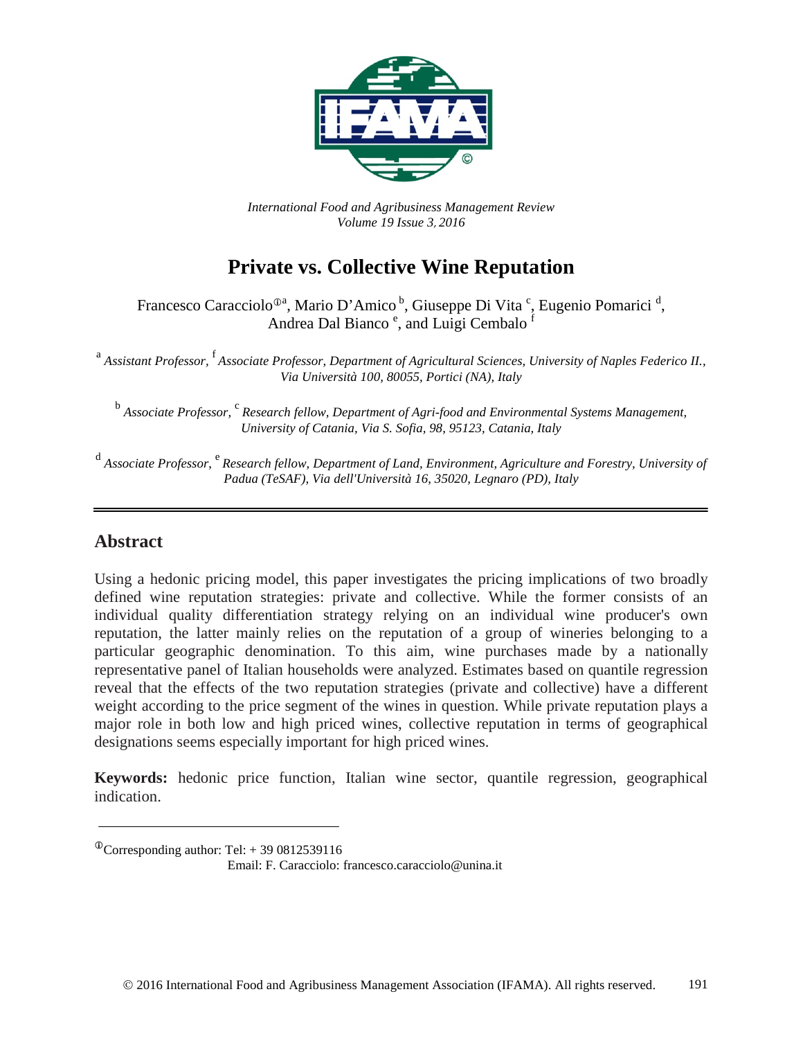*International Food and Agribusiness Management Review*
*Volume 19 Issue 3, 2016*

# Private vs. Collective Wine Reputation

Francesco Caracciolo[ⓣa], Mario D'Amico[b], Giuseppe Di Vita[c], Eugenio Pomarici[d], Andrea Dal Bianco[e], and Luigi Cembalo[f]

[a] *Assistant Professor,* [f] *Associate Professor, Department of Agricultural Sciences, University of Naples Federico II., Via Università 100, 80055, Portici (NA), Italy*

[b] *Associate Professor,* [c] *Research fellow, Department of Agri-food and Environmental Systems Management, University of Catania, Via S. Sofia, 98, 95123, Catania, Italy*

[d] *Associate Professor,* [e] *Research fellow, Department of Land, Environment, Agriculture and Forestry, University of Padua (TeSAF), Via dell'Università 16, 35020, Legnaro (PD), Italy*

## Abstract

Using a hedonic pricing model, this paper investigates the pricing implications of two broadly defined wine reputation strategies: private and collective. While the former consists of an individual quality differentiation strategy relying on an individual wine producer's own reputation, the latter mainly relies on the reputation of a group of wineries belonging to a particular geographic denomination. To this aim, wine purchases made by a nationally representative panel of Italian households were analyzed. Estimates based on quantile regression reveal that the effects of the two reputation strategies (private and collective) have a different weight according to the price segment of the wines in question. While private reputation plays a major role in both low and high priced wines, collective reputation in terms of geographical designations seems especially important for high priced wines.

**Keywords:** hedonic price function, Italian wine sector, quantile regression, geographical indication.

---

ⓣCorresponding author: Tel: + 39 0812539116
Email: F. Caracciolo: francesco.caracciolo@unina.it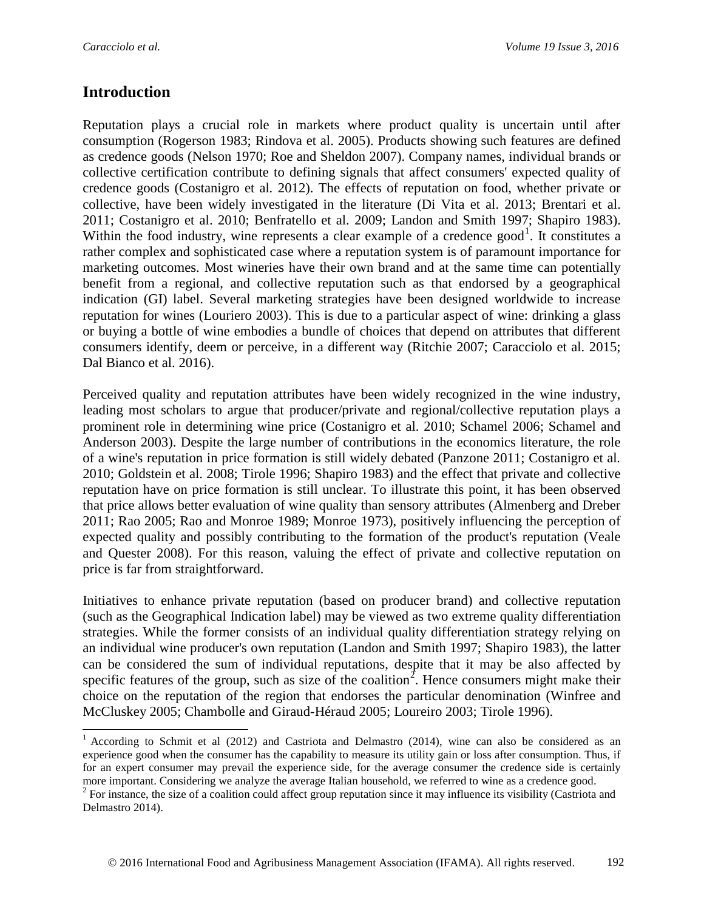## Introduction

Reputation plays a crucial role in markets where product quality is uncertain until after consumption (Rogerson 1983; Rindova et al. 2005). Products showing such features are defined as credence goods (Nelson 1970; Roe and Sheldon 2007). Company names, individual brands or collective certification contribute to defining signals that affect consumers' expected quality of credence goods (Costanigro et al. 2012). The effects of reputation on food, whether private or collective, have been widely investigated in the literature (Di Vita et al. 2013; Brentari et al. 2011; Costanigro et al. 2010; Benfratello et al. 2009; Landon and Smith 1997; Shapiro 1983). Within the food industry, wine represents a clear example of a credence good[1]. It constitutes a rather complex and sophisticated case where a reputation system is of paramount importance for marketing outcomes. Most wineries have their own brand and at the same time can potentially benefit from a regional, and collective reputation such as that endorsed by a geographical indication (GI) label. Several marketing strategies have been designed worldwide to increase reputation for wines (Louriero 2003). This is due to a particular aspect of wine: drinking a glass or buying a bottle of wine embodies a bundle of choices that depend on attributes that different consumers identify, deem or perceive, in a different way (Ritchie 2007; Caracciolo et al. 2015; Dal Bianco et al. 2016).

Perceived quality and reputation attributes have been widely recognized in the wine industry, leading most scholars to argue that producer/private and regional/collective reputation plays a prominent role in determining wine price (Costanigro et al. 2010; Schamel 2006; Schamel and Anderson 2003). Despite the large number of contributions in the economics literature, the role of a wine's reputation in price formation is still widely debated (Panzone 2011; Costanigro et al. 2010; Goldstein et al. 2008; Tirole 1996; Shapiro 1983) and the effect that private and collective reputation have on price formation is still unclear. To illustrate this point, it has been observed that price allows better evaluation of wine quality than sensory attributes (Almenberg and Dreber 2011; Rao 2005; Rao and Monroe 1989; Monroe 1973), positively influencing the perception of expected quality and possibly contributing to the formation of the product's reputation (Veale and Quester 2008). For this reason, valuing the effect of private and collective reputation on price is far from straightforward.

Initiatives to enhance private reputation (based on producer brand) and collective reputation (such as the Geographical Indication label) may be viewed as two extreme quality differentiation strategies. While the former consists of an individual quality differentiation strategy relying on an individual wine producer's own reputation (Landon and Smith 1997; Shapiro 1983), the latter can be considered the sum of individual reputations, despite that it may be also affected by specific features of the group, such as size of the coalition[2]. Hence consumers might make their choice on the reputation of the region that endorses the particular denomination (Winfree and McCluskey 2005; Chambolle and Giraud-Héraud 2005; Loureiro 2003; Tirole 1996).

[1] According to Schmit et al (2012) and Castriota and Delmastro (2014), wine can also be considered as an experience good when the consumer has the capability to measure its utility gain or loss after consumption. Thus, if for an expert consumer may prevail the experience side, for the average consumer the credence side is certainly more important. Considering we analyze the average Italian household, we referred to wine as a credence good.

[2] For instance, the size of a coalition could affect group reputation since it may influence its visibility (Castriota and Delmastro 2014).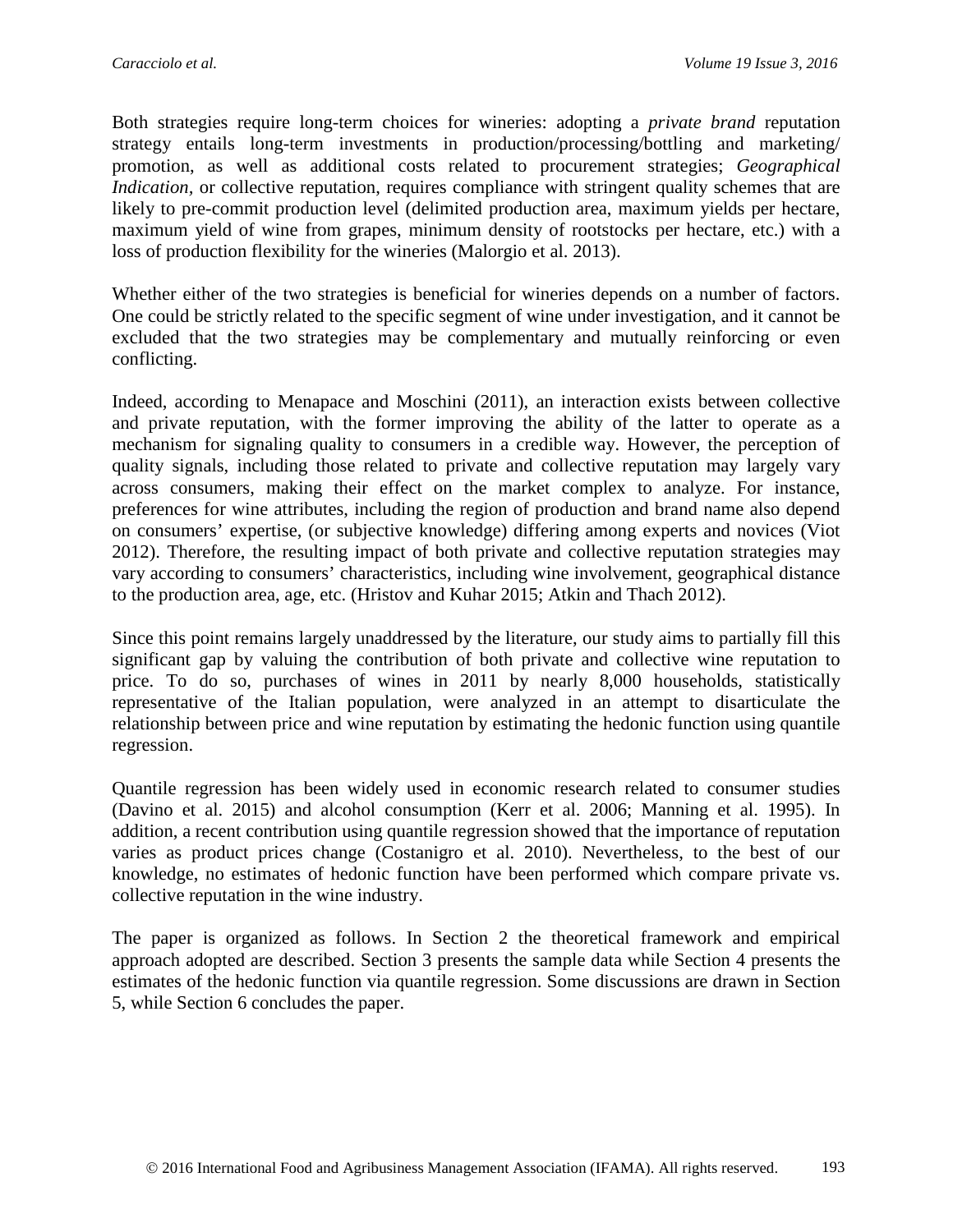Both strategies require long-term choices for wineries: adopting a *private brand* reputation strategy entails long-term investments in production/processing/bottling and marketing/ promotion, as well as additional costs related to procurement strategies; *Geographical Indication,* or collective reputation, requires compliance with stringent quality schemes that are likely to pre-commit production level (delimited production area, maximum yields per hectare, maximum yield of wine from grapes, minimum density of rootstocks per hectare, etc.) with a loss of production flexibility for the wineries (Malorgio et al. 2013).

Whether either of the two strategies is beneficial for wineries depends on a number of factors. One could be strictly related to the specific segment of wine under investigation, and it cannot be excluded that the two strategies may be complementary and mutually reinforcing or even conflicting.

Indeed, according to Menapace and Moschini (2011), an interaction exists between collective and private reputation, with the former improving the ability of the latter to operate as a mechanism for signaling quality to consumers in a credible way. However, the perception of quality signals, including those related to private and collective reputation may largely vary across consumers, making their effect on the market complex to analyze. For instance, preferences for wine attributes, including the region of production and brand name also depend on consumers' expertise, (or subjective knowledge) differing among experts and novices (Viot 2012). Therefore, the resulting impact of both private and collective reputation strategies may vary according to consumers' characteristics, including wine involvement, geographical distance to the production area, age, etc. (Hristov and Kuhar 2015; Atkin and Thach 2012).

Since this point remains largely unaddressed by the literature, our study aims to partially fill this significant gap by valuing the contribution of both private and collective wine reputation to price. To do so, purchases of wines in 2011 by nearly 8,000 households, statistically representative of the Italian population, were analyzed in an attempt to disarticulate the relationship between price and wine reputation by estimating the hedonic function using quantile regression.

Quantile regression has been widely used in economic research related to consumer studies (Davino et al. 2015) and alcohol consumption (Kerr et al. 2006; Manning et al. 1995). In addition, a recent contribution using quantile regression showed that the importance of reputation varies as product prices change (Costanigro et al. 2010). Nevertheless, to the best of our knowledge, no estimates of hedonic function have been performed which compare private vs. collective reputation in the wine industry.

The paper is organized as follows. In Section 2 the theoretical framework and empirical approach adopted are described. Section 3 presents the sample data while Section 4 presents the estimates of the hedonic function via quantile regression. Some discussions are drawn in Section 5, while Section 6 concludes the paper.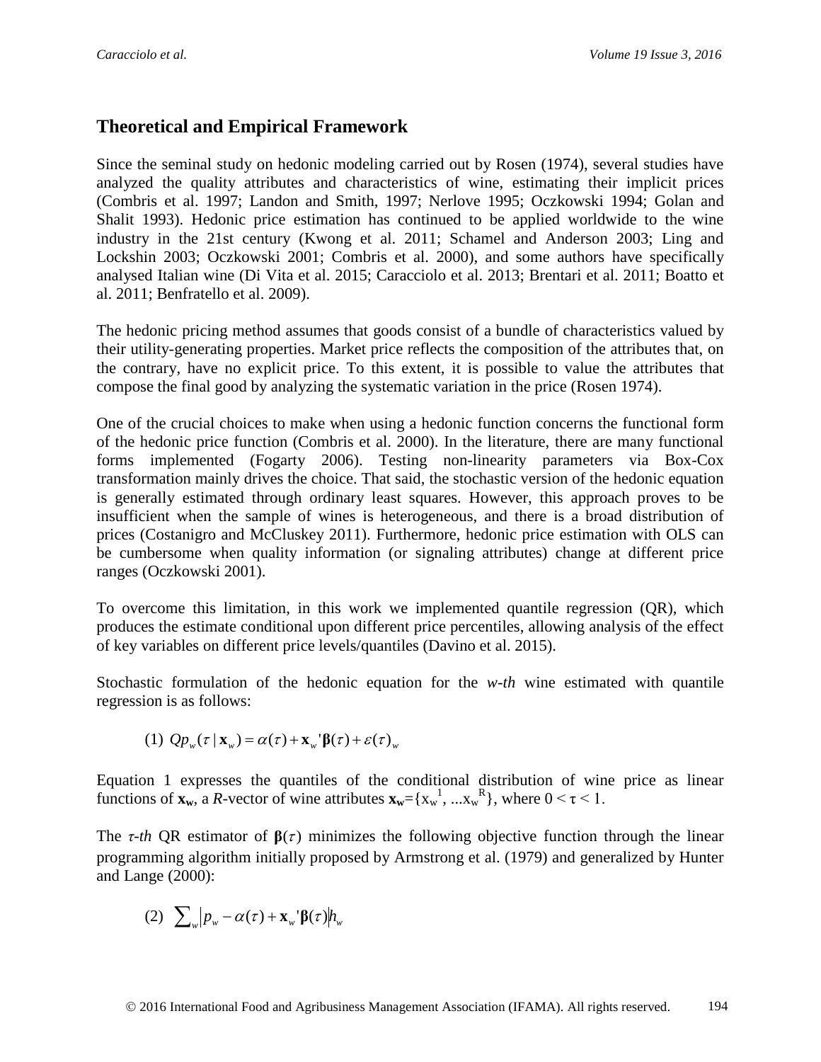## Theoretical and Empirical Framework

Since the seminal study on hedonic modeling carried out by Rosen (1974), several studies have analyzed the quality attributes and characteristics of wine, estimating their implicit prices (Combris et al. 1997; Landon and Smith, 1997; Nerlove 1995; Oczkowski 1994; Golan and Shalit 1993). Hedonic price estimation has continued to be applied worldwide to the wine industry in the 21st century (Kwong et al. 2011; Schamel and Anderson 2003; Ling and Lockshin 2003; Oczkowski 2001; Combris et al. 2000), and some authors have specifically analysed Italian wine (Di Vita et al. 2015; Caracciolo et al. 2013; Brentari et al. 2011; Boatto et al. 2011; Benfratello et al. 2009).

The hedonic pricing method assumes that goods consist of a bundle of characteristics valued by their utility-generating properties. Market price reflects the composition of the attributes that, on the contrary, have no explicit price. To this extent, it is possible to value the attributes that compose the final good by analyzing the systematic variation in the price (Rosen 1974).

One of the crucial choices to make when using a hedonic function concerns the functional form of the hedonic price function (Combris et al. 2000). In the literature, there are many functional forms implemented (Fogarty 2006). Testing non-linearity parameters via Box-Cox transformation mainly drives the choice. That said, the stochastic version of the hedonic equation is generally estimated through ordinary least squares. However, this approach proves to be insufficient when the sample of wines is heterogeneous, and there is a broad distribution of prices (Costanigro and McCluskey 2011). Furthermore, hedonic price estimation with OLS can be cumbersome when quality information (or signaling attributes) change at different price ranges (Oczkowski 2001).

To overcome this limitation, in this work we implemented quantile regression (QR), which produces the estimate conditional upon different price percentiles, allowing analysis of the effect of key variables on different price levels/quantiles (Davino et al. 2015).

Stochastic formulation of the hedonic equation for the *w-th* wine estimated with quantile regression is as follows:

$$(1)\quad Qp_w(\tau \mid \mathbf{x}_w) = \alpha(\tau) + \mathbf{x}_w'\boldsymbol{\beta}(\tau) + \varepsilon(\tau)_w$$

Equation 1 expresses the quantiles of the conditional distribution of wine price as linear functions of $\mathbf{x_w}$, a *R*-vector of wine attributes $\mathbf{x_w}=\{x_w^1, ...x_w^R\}$, where $0 < \tau < 1$.

The $\tau$*-th* QR estimator of $\boldsymbol{\beta}(\tau)$ minimizes the following objective function through the linear programming algorithm initially proposed by Armstrong et al. (1979) and generalized by Hunter and Lange (2000):

$$(2)\quad \sum_w \left| p_w - \alpha(\tau) + \mathbf{x}_w'\boldsymbol{\beta}(\tau) \right| h_w$$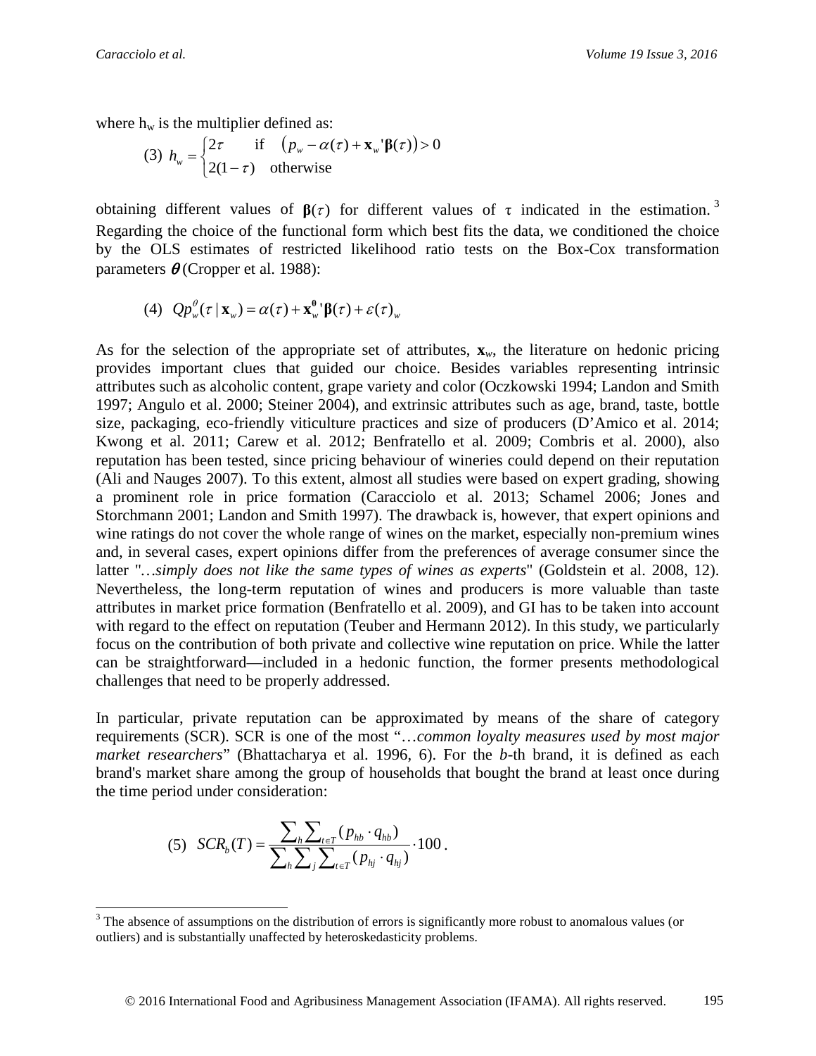where $h_w$ is the multiplier defined as:

$$(3)\quad h_w = \begin{cases} 2\tau & \text{if} \quad \left(p_w - \alpha(\tau) + \mathbf{x}_w'\boldsymbol{\beta}(\tau)\right) > 0 \\ 2(1-\tau) & \text{otherwise} \end{cases}$$

obtaining different values of $\boldsymbol{\beta}(\tau)$ for different values of $\tau$ indicated in the estimation.[3] Regarding the choice of the functional form which best fits the data, we conditioned the choice by the OLS estimates of restricted likelihood ratio tests on the Box-Cox transformation parameters $\theta$ (Cropper et al. 1988):

$$(4)\quad Qp_w^{\theta}(\tau \mid \mathbf{x}_w) = \alpha(\tau) + \mathbf{x}_w^{\boldsymbol{\theta}}{}'\boldsymbol{\beta}(\tau) + \varepsilon(\tau)_w$$

As for the selection of the appropriate set of attributes, $\mathbf{x}_w$, the literature on hedonic pricing provides important clues that guided our choice. Besides variables representing intrinsic attributes such as alcoholic content, grape variety and color (Oczkowski 1994; Landon and Smith 1997; Angulo et al. 2000; Steiner 2004), and extrinsic attributes such as age, brand, taste, bottle size, packaging, eco-friendly viticulture practices and size of producers (D'Amico et al. 2014; Kwong et al. 2011; Carew et al. 2012; Benfratello et al. 2009; Combris et al. 2000), also reputation has been tested, since pricing behaviour of wineries could depend on their reputation (Ali and Nauges 2007). To this extent, almost all studies were based on expert grading, showing a prominent role in price formation (Caracciolo et al. 2013; Schamel 2006; Jones and Storchmann 2001; Landon and Smith 1997). The drawback is, however, that expert opinions and wine ratings do not cover the whole range of wines on the market, especially non-premium wines and, in several cases, expert opinions differ from the preferences of average consumer since the latter "*…simply does not like the same types of wines as experts*" (Goldstein et al. 2008, 12). Nevertheless, the long-term reputation of wines and producers is more valuable than taste attributes in market price formation (Benfratello et al. 2009), and GI has to be taken into account with regard to the effect on reputation (Teuber and Hermann 2012). In this study, we particularly focus on the contribution of both private and collective wine reputation on price. While the latter can be straightforward—included in a hedonic function, the former presents methodological challenges that need to be properly addressed.

In particular, private reputation can be approximated by means of the share of category requirements (SCR). SCR is one of the most "*…common loyalty measures used by most major market researchers*" (Bhattacharya et al. 1996, 6). For the *b*-th brand, it is defined as each brand's market share among the group of households that bought the brand at least once during the time period under consideration:

$$(5)\quad SCR_b(T) = \frac{\sum_h \sum_{t \in T} (p_{hb} \cdot q_{hb})}{\sum_h \sum_j \sum_{t \in T} (p_{hj} \cdot q_{hj})} \cdot 100\,.$$

[3] The absence of assumptions on the distribution of errors is significantly more robust to anomalous values (or outliers) and is substantially unaffected by heteroskedasticity problems.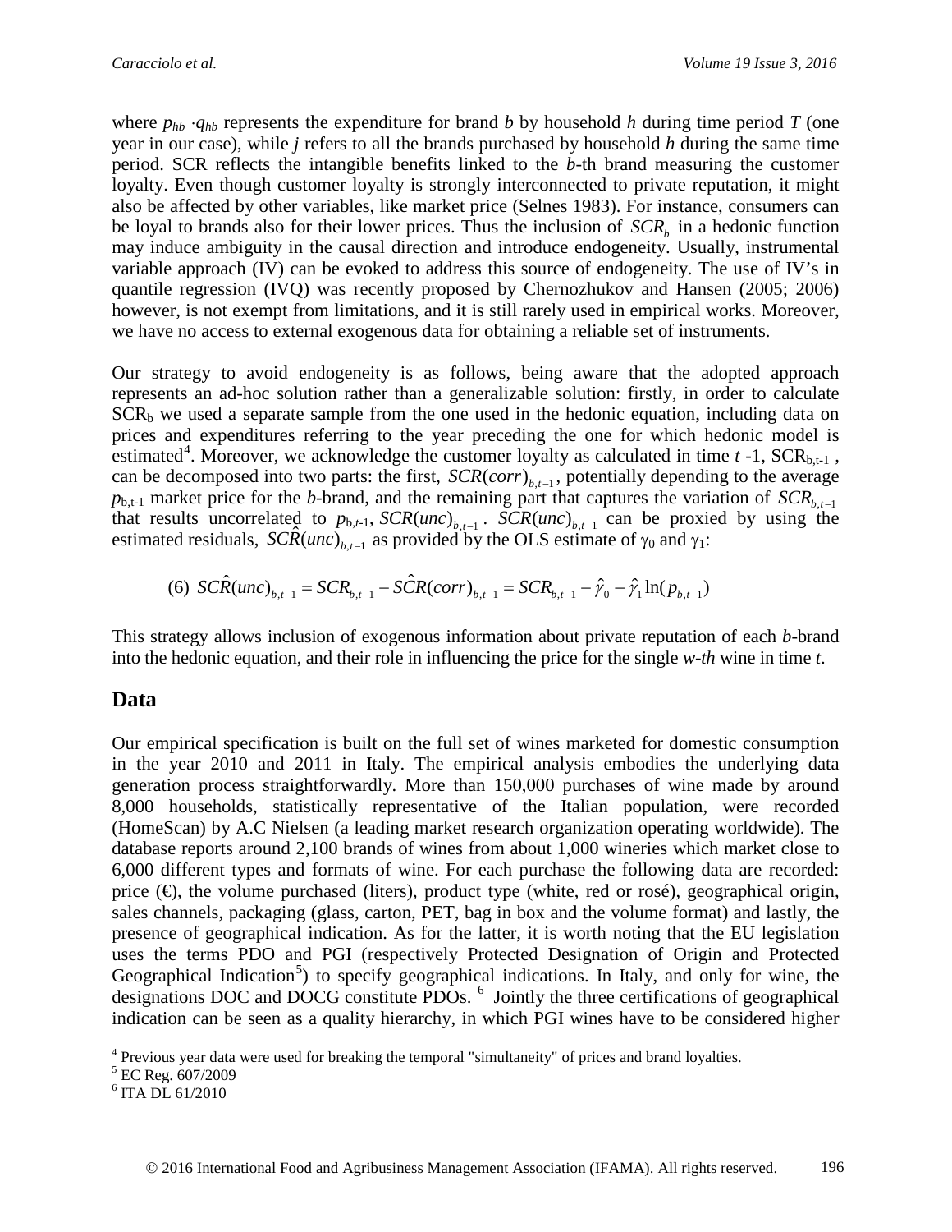where $p_{hb} \cdot q_{hb}$ represents the expenditure for brand *b* by household *h* during time period *T* (one year in our case), while *j* refers to all the brands purchased by household *h* during the same time period. SCR reflects the intangible benefits linked to the *b*-th brand measuring the customer loyalty. Even though customer loyalty is strongly interconnected to private reputation, it might also be affected by other variables, like market price (Selnes 1983). For instance, consumers can be loyal to brands also for their lower prices. Thus the inclusion of $SCR_b$ in a hedonic function may induce ambiguity in the causal direction and introduce endogeneity. Usually, instrumental variable approach (IV) can be evoked to address this source of endogeneity. The use of IV's in quantile regression (IVQ) was recently proposed by Chernozhukov and Hansen (2005; 2006) however, is not exempt from limitations, and it is still rarely used in empirical works. Moreover, we have no access to external exogenous data for obtaining a reliable set of instruments.

Our strategy to avoid endogeneity is as follows, being aware that the adopted approach represents an ad-hoc solution rather than a generalizable solution: firstly, in order to calculate $SCR_b$ we used a separate sample from the one used in the hedonic equation, including data on prices and expenditures referring to the year preceding the one for which hedonic model is estimated[4]. Moreover, we acknowledge the customer loyalty as calculated in time *t* -1, $SCR_{b,t-1}$, can be decomposed into two parts: the first, $SCR(corr)_{b,t-1}$, potentially depending to the average $p_{b,t-1}$ market price for the *b*-brand, and the remaining part that captures the variation of $SCR_{b,t-1}$ that results uncorrelated to $p_{b,t-1}$, $SCR(unc)_{b,t-1}$. $SCR(unc)_{b,t-1}$ can be proxied by using the estimated residuals, $\hat{SCR}(unc)_{b,t-1}$ as provided by the OLS estimate of $\gamma_0$ and $\gamma_1$:

$$(6)\ \hat{SCR}(unc)_{b,t-1} = SCR_{b,t-1} - \hat{SCR}(corr)_{b,t-1} = SCR_{b,t-1} - \hat{\gamma}_0 - \hat{\gamma}_1 \ln(p_{b,t-1})$$

This strategy allows inclusion of exogenous information about private reputation of each *b*-brand into the hedonic equation, and their role in influencing the price for the single *w-th* wine in time *t*.

## Data

Our empirical specification is built on the full set of wines marketed for domestic consumption in the year 2010 and 2011 in Italy. The empirical analysis embodies the underlying data generation process straightforwardly. More than 150,000 purchases of wine made by around 8,000 households, statistically representative of the Italian population, were recorded (HomeScan) by A.C Nielsen (a leading market research organization operating worldwide). The database reports around 2,100 brands of wines from about 1,000 wineries which market close to 6,000 different types and formats of wine. For each purchase the following data are recorded: price (€), the volume purchased (liters), product type (white, red or rosé), geographical origin, sales channels, packaging (glass, carton, PET, bag in box and the volume format) and lastly, the presence of geographical indication. As for the latter, it is worth noting that the EU legislation uses the terms PDO and PGI (respectively Protected Designation of Origin and Protected Geographical Indication[5]) to specify geographical indications. In Italy, and only for wine, the designations DOC and DOCG constitute PDOs. [6] Jointly the three certifications of geographical indication can be seen as a quality hierarchy, in which PGI wines have to be considered higher

---

[4] Previous year data were used for breaking the temporal "simultaneity" of prices and brand loyalties.

[5] EC Reg. 607/2009

[6] ITA DL 61/2010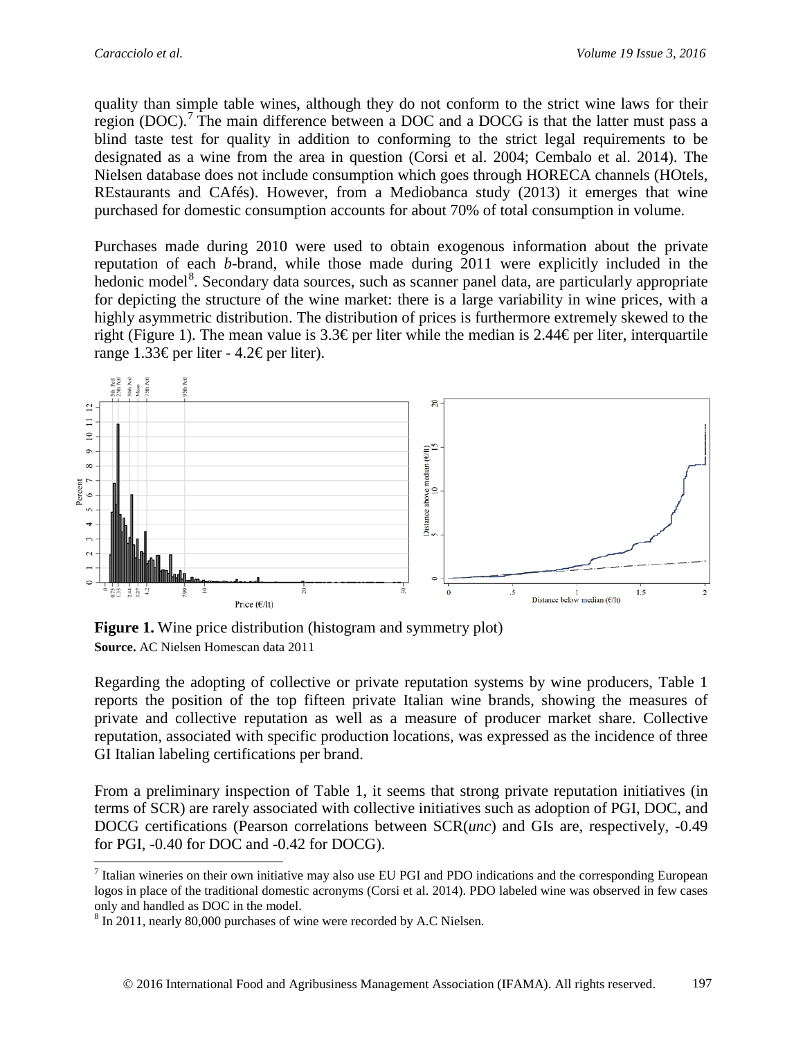quality than simple table wines, although they do not conform to the strict wine laws for their region (DOC).[7] The main difference between a DOC and a DOCG is that the latter must pass a blind taste test for quality in addition to conforming to the strict legal requirements to be designated as a wine from the area in question (Corsi et al. 2004; Cembalo et al. 2014). The Nielsen database does not include consumption which goes through HORECA channels (HOtels, REstaurants and CAfés). However, from a Mediobanca study (2013) it emerges that wine purchased for domestic consumption accounts for about 70% of total consumption in volume.

Purchases made during 2010 were used to obtain exogenous information about the private reputation of each *b*-brand, while those made during 2011 were explicitly included in the hedonic model[8]. Secondary data sources, such as scanner panel data, are particularly appropriate for depicting the structure of the wine market: there is a large variability in wine prices, with a highly asymmetric distribution. The distribution of prices is furthermore extremely skewed to the right (Figure 1). The mean value is 3.3€ per liter while the median is 2.44€ per liter, interquartile range 1.33€ per liter - 4.2€ per liter).

5th Pctl
25th Pctl
50th Pctl
Mean
75th Pctl
95th Pctl

Percent

0 1 2 3 4 5 6 7 8 9 10 11 12

0 0.75 1.33 2.44 3.27 4.2 7.99 10 20 30

Price (€/lt)

Distance above median (€/lt)

0 5 10 15 20

0 .5 1 1.5 2

Distance below median (€/lt)

**Figure 1.** Wine price distribution (histogram and symmetry plot)
**Source.** AC Nielsen Homescan data 2011

Regarding the adopting of collective or private reputation systems by wine producers, Table 1 reports the position of the top fifteen private Italian wine brands, showing the measures of private and collective reputation as well as a measure of producer market share. Collective reputation, associated with specific production locations, was expressed as the incidence of three GI Italian labeling certifications per brand.

From a preliminary inspection of Table 1, it seems that strong private reputation initiatives (in terms of SCR) are rarely associated with collective initiatives such as adoption of PGI, DOC, and DOCG certifications (Pearson correlations between SCR(*unc*) and GIs are, respectively, -0.49 for PGI, -0.40 for DOC and -0.42 for DOCG).

[7] Italian wineries on their own initiative may also use EU PGI and PDO indications and the corresponding European logos in place of the traditional domestic acronyms (Corsi et al. 2014). PDO labeled wine was observed in few cases only and handled as DOC in the model.

[8] In 2011, nearly 80,000 purchases of wine were recorded by A.C Nielsen.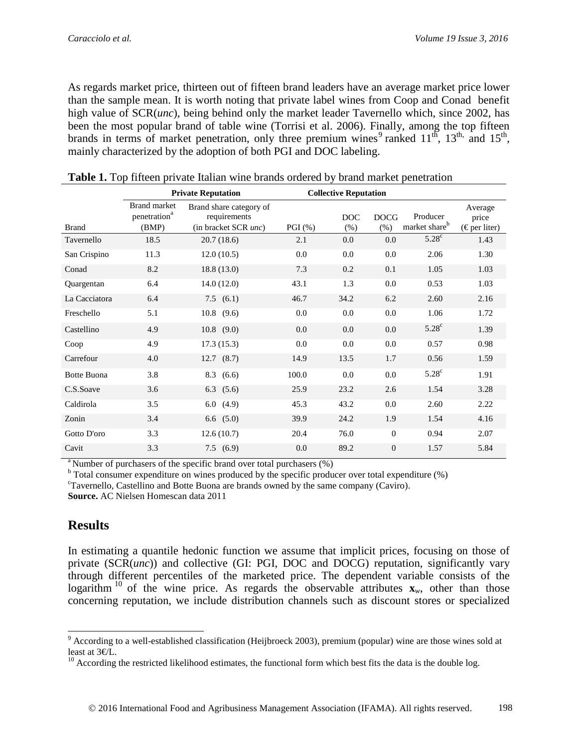As regards market price, thirteen out of fifteen brand leaders have an average market price lower than the sample mean. It is worth noting that private label wines from Coop and Conad benefit high value of SCR(*unc*), being behind only the market leader Tavernello which, since 2002, has been the most popular brand of table wine (Torrisi et al. 2006). Finally, among the top fifteen brands in terms of market penetration, only three premium wines[9] ranked 11$^{th}$, 13$^{th}$, and 15$^{th}$, mainly characterized by the adoption of both PGI and DOC labeling.

**Table 1.** Top fifteen private Italian wine brands ordered by brand market penetration

| | Private Reputation | | Collective Reputation | | | | |
|---|---|---|---|---|---|---|---|
| Brand | Brand market penetration[a] (BMP) | Brand share category of requirements (in bracket SCR *unc*) | PGI (%) | DOC (%) | DOCG (%) | Producer market share[b] | Average price (€ per liter) |
| Tavernello | 18.5 | 20.7 (18.6) | 2.1 | 0.0 | 0.0 | 5.28[c] | 1.43 |
| San Crispino | 11.3 | 12.0 (10.5) | 0.0 | 0.0 | 0.0 | 2.06 | 1.30 |
| Conad | 8.2 | 18.8 (13.0) | 7.3 | 0.2 | 0.1 | 1.05 | 1.03 |
| Quargentan | 6.4 | 14.0 (12.0) | 43.1 | 1.3 | 0.0 | 0.53 | 1.03 |
| La Cacciatora | 6.4 | 7.5 (6.1) | 46.7 | 34.2 | 6.2 | 2.60 | 2.16 |
| Freschello | 5.1 | 10.8 (9.6) | 0.0 | 0.0 | 0.0 | 1.06 | 1.72 |
| Castellino | 4.9 | 10.8 (9.0) | 0.0 | 0.0 | 0.0 | 5.28[c] | 1.39 |
| Coop | 4.9 | 17.3 (15.3) | 0.0 | 0.0 | 0.0 | 0.57 | 0.98 |
| Carrefour | 4.0 | 12.7 (8.7) | 14.9 | 13.5 | 1.7 | 0.56 | 1.59 |
| Botte Buona | 3.8 | 8.3 (6.6) | 100.0 | 0.0 | 0.0 | 5.28[c] | 1.91 |
| C.S.Soave | 3.6 | 6.3 (5.6) | 25.9 | 23.2 | 2.6 | 1.54 | 3.28 |
| Caldirola | 3.5 | 6.0 (4.9) | 45.3 | 43.2 | 0.0 | 2.60 | 2.22 |
| Zonin | 3.4 | 6.6 (5.0) | 39.9 | 24.2 | 1.9 | 1.54 | 4.16 |
| Gotto D'oro | 3.3 | 12.6 (10.7) | 20.4 | 76.0 | 0 | 0.94 | 2.07 |
| Cavit | 3.3 | 7.5 (6.9) | 0.0 | 89.2 | 0 | 1.57 | 5.84 |

[a] Number of purchasers of the specific brand over total purchasers (%)
[b] Total consumer expenditure on wines produced by the specific producer over total expenditure (%)
[c] Tavernello, Castellino and Botte Buona are brands owned by the same company (Caviro).
**Source.** AC Nielsen Homescan data 2011

## Results

In estimating a quantile hedonic function we assume that implicit prices, focusing on those of private (SCR(*unc*)) and collective (GI: PGI, DOC and DOCG) reputation, significantly vary through different percentiles of the marketed price. The dependent variable consists of the logarithm[10] of the wine price. As regards the observable attributes $\mathbf{x}_w$, other than those concerning reputation, we include distribution channels such as discount stores or specialized

[9] According to a well-established classification (Heijbroeck 2003), premium (popular) wine are those wines sold at least at 3€/L.

[10] According the restricted likelihood estimates, the functional form which best fits the data is the double log.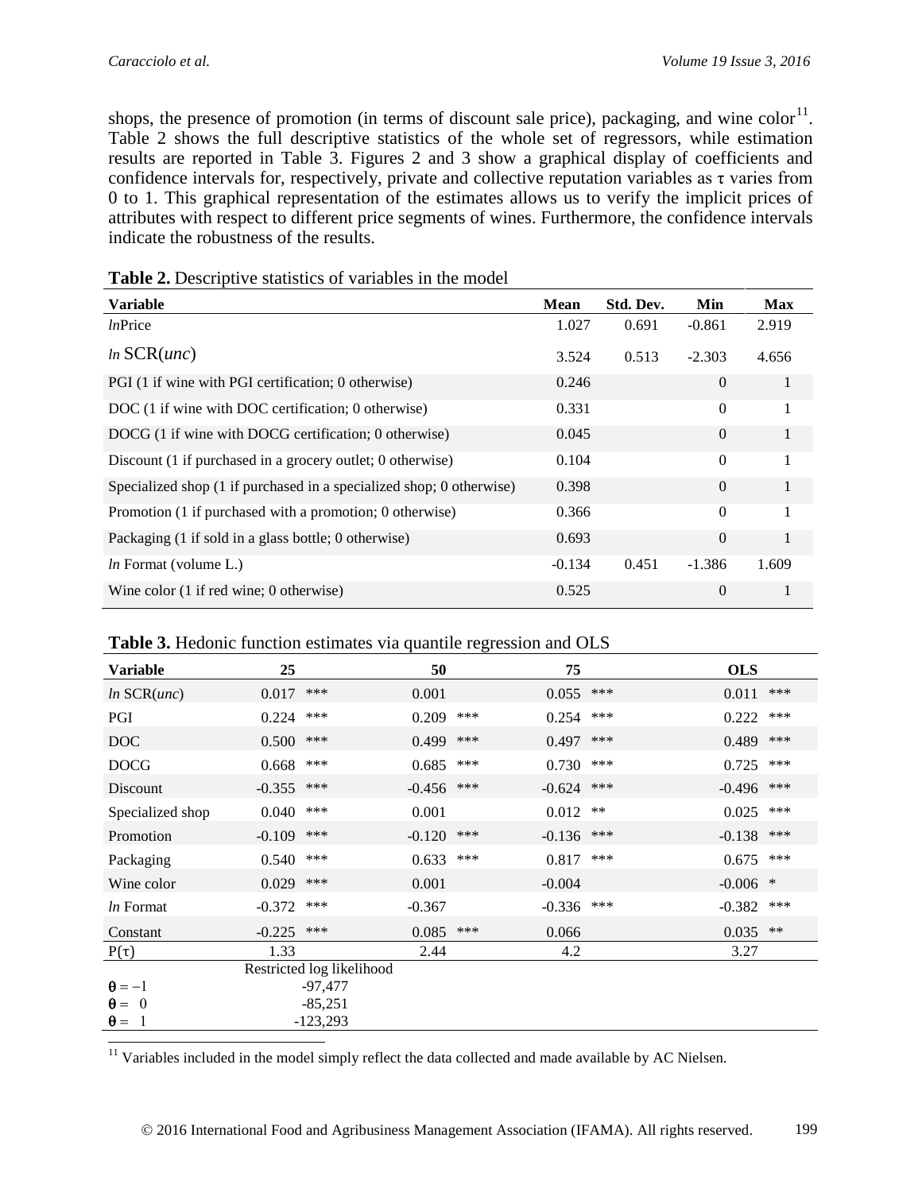shops, the presence of promotion (in terms of discount sale price), packaging, and wine color[11]. Table 2 shows the full descriptive statistics of the whole set of regressors, while estimation results are reported in Table 3. Figures 2 and 3 show a graphical display of coefficients and confidence intervals for, respectively, private and collective reputation variables as $\tau$ varies from 0 to 1. This graphical representation of the estimates allows us to verify the implicit prices of attributes with respect to different price segments of wines. Furthermore, the confidence intervals indicate the robustness of the results.

**Table 2.** Descriptive statistics of variables in the model

| Variable | Mean | Std. Dev. | Min | Max |
|---|---|---|---|---|
| *ln*Price | 1.027 | 0.691 | -0.861 | 2.919 |
| *ln* SCR(*unc*) | 3.524 | 0.513 | -2.303 | 4.656 |
| PGI (1 if wine with PGI certification; 0 otherwise) | 0.246 | | 0 | 1 |
| DOC (1 if wine with DOC certification; 0 otherwise) | 0.331 | | 0 | 1 |
| DOCG (1 if wine with DOCG certification; 0 otherwise) | 0.045 | | 0 | 1 |
| Discount (1 if purchased in a grocery outlet; 0 otherwise) | 0.104 | | 0 | 1 |
| Specialized shop (1 if purchased in a specialized shop; 0 otherwise) | 0.398 | | 0 | 1 |
| Promotion (1 if purchased with a promotion; 0 otherwise) | 0.366 | | 0 | 1 |
| Packaging (1 if sold in a glass bottle; 0 otherwise) | 0.693 | | 0 | 1 |
| *ln* Format (volume L.) | -0.134 | 0.451 | -1.386 | 1.609 |
| Wine color (1 if red wine; 0 otherwise) | 0.525 | | 0 | 1 |

**Table 3.** Hedonic function estimates via quantile regression and OLS

| Variable | 25 | 50 | 75 | OLS |
|---|---|---|---|---|
| *ln* SCR(*unc*) | 0.017 *** | 0.001 | 0.055 *** | 0.011 *** |
| PGI | 0.224 *** | 0.209 *** | 0.254 *** | 0.222 *** |
| DOC | 0.500 *** | 0.499 *** | 0.497 *** | 0.489 *** |
| DOCG | 0.668 *** | 0.685 *** | 0.730 *** | 0.725 *** |
| Discount | -0.355 *** | -0.456 *** | -0.624 *** | -0.496 *** |
| Specialized shop | 0.040 *** | 0.001 | 0.012 ** | 0.025 *** |
| Promotion | -0.109 *** | -0.120 *** | -0.136 *** | -0.138 *** |
| Packaging | 0.540 *** | 0.633 *** | 0.817 *** | 0.675 *** |
| Wine color | 0.029 *** | 0.001 | -0.004 | -0.006 * |
| *ln* Format | -0.372 *** | -0.367 | -0.336 *** | -0.382 *** |
| Constant | -0.225 *** | 0.085 *** | 0.066 | 0.035 ** |
| $P(\tau)$ | 1.33 | 2.44 | 4.2 | 3.27 |
| | Restricted log likelihood | | | |
| $\theta = -1$ | -97,477 | | | |
| $\theta = 0$ | -85,251 | | | |
| $\theta = 1$ | -123,293 | | | |

[11] Variables included in the model simply reflect the data collected and made available by AC Nielsen.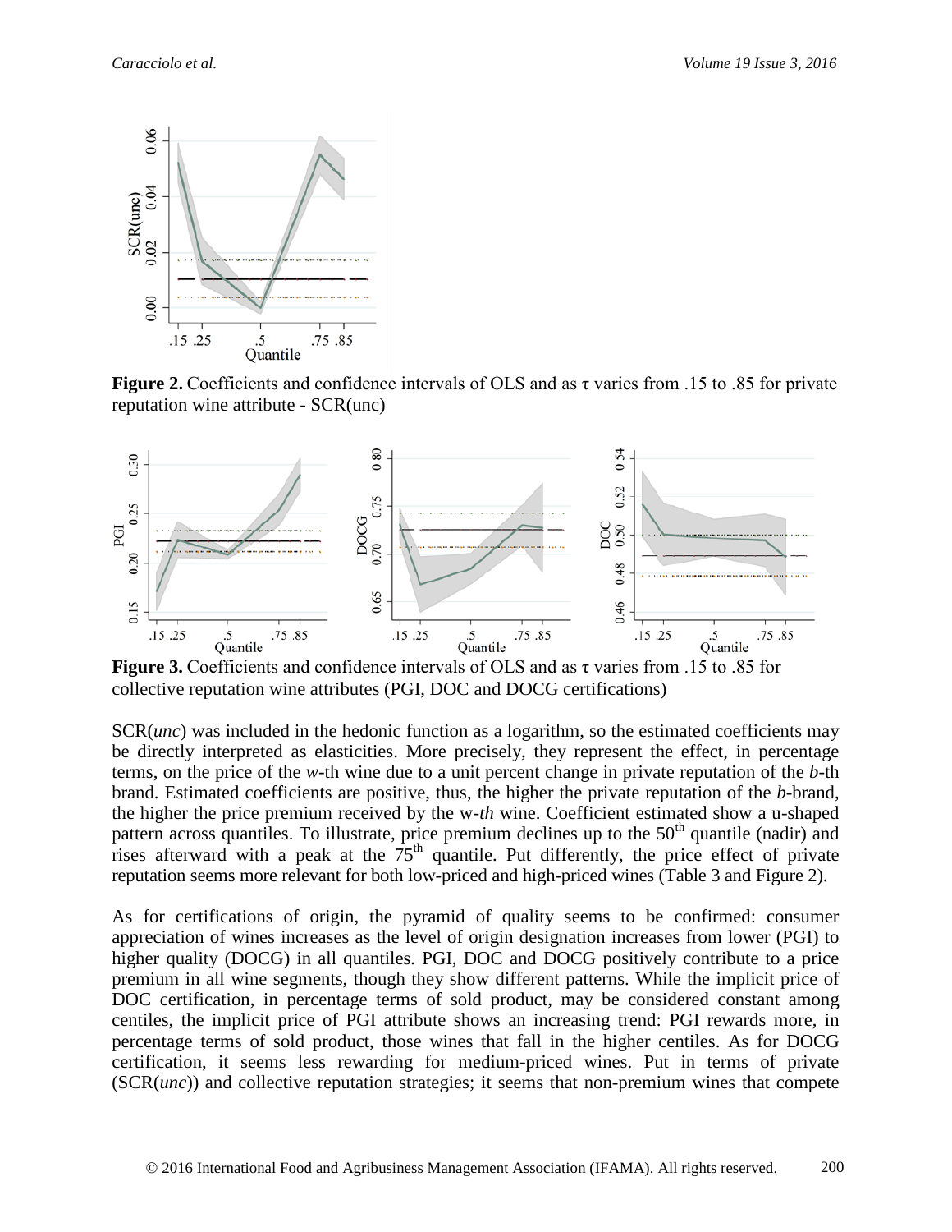SCR(unc)

0.00 0.02 0.04 0.06

.15 .25 .5 .75 .85

Quantile

**Figure 2.** Coefficients and confidence intervals of OLS and as τ varies from .15 to .85 for private reputation wine attribute - SCR(unc)

PGI

0.15 0.20 0.25 0.30

.15 .25 .5 .75 .85

Quantile

DOCG

0.65 0.70 0.75 0.80

.15 .25 .5 .75 .85

Quantile

DOC

0.46 0.48 0.50 0.52 0.54

.15 .25 .5 .75 .85

Quantile

**Figure 3.** Coefficients and confidence intervals of OLS and as τ varies from .15 to .85 for collective reputation wine attributes (PGI, DOC and DOCG certifications)

SCR(*unc*) was included in the hedonic function as a logarithm, so the estimated coefficients may be directly interpreted as elasticities. More precisely, they represent the effect, in percentage terms, on the price of the *w*-th wine due to a unit percent change in private reputation of the *b*-th brand. Estimated coefficients are positive, thus, the higher the private reputation of the *b*-brand, the higher the price premium received by the w-*th* wine. Coefficient estimated show a u-shaped pattern across quantiles. To illustrate, price premium declines up to the 50th quantile (nadir) and rises afterward with a peak at the 75th quantile. Put differently, the price effect of private reputation seems more relevant for both low-priced and high-priced wines (Table 3 and Figure 2).

As for certifications of origin, the pyramid of quality seems to be confirmed: consumer appreciation of wines increases as the level of origin designation increases from lower (PGI) to higher quality (DOCG) in all quantiles. PGI, DOC and DOCG positively contribute to a price premium in all wine segments, though they show different patterns. While the implicit price of DOC certification, in percentage terms of sold product, may be considered constant among centiles, the implicit price of PGI attribute shows an increasing trend: PGI rewards more, in percentage terms of sold product, those wines that fall in the higher centiles. As for DOCG certification, it seems less rewarding for medium-priced wines. Put in terms of private (SCR(*unc*)) and collective reputation strategies; it seems that non-premium wines that compete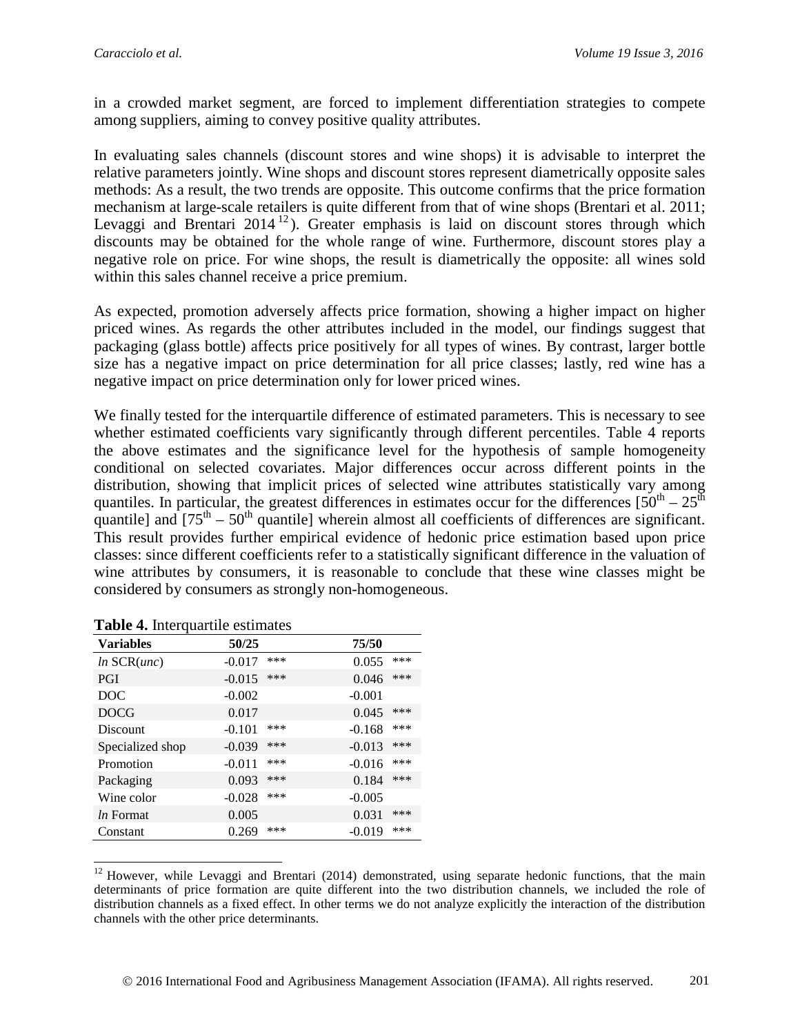in a crowded market segment, are forced to implement differentiation strategies to compete among suppliers, aiming to convey positive quality attributes.

In evaluating sales channels (discount stores and wine shops) it is advisable to interpret the relative parameters jointly. Wine shops and discount stores represent diametrically opposite sales methods: As a result, the two trends are opposite. This outcome confirms that the price formation mechanism at large-scale retailers is quite different from that of wine shops (Brentari et al. 2011; Levaggi and Brentari 2014 [12]). Greater emphasis is laid on discount stores through which discounts may be obtained for the whole range of wine. Furthermore, discount stores play a negative role on price. For wine shops, the result is diametrically the opposite: all wines sold within this sales channel receive a price premium.

As expected, promotion adversely affects price formation, showing a higher impact on higher priced wines. As regards the other attributes included in the model, our findings suggest that packaging (glass bottle) affects price positively for all types of wines. By contrast, larger bottle size has a negative impact on price determination for all price classes; lastly, red wine has a negative impact on price determination only for lower priced wines.

We finally tested for the interquartile difference of estimated parameters. This is necessary to see whether estimated coefficients vary significantly through different percentiles. Table 4 reports the above estimates and the significance level for the hypothesis of sample homogeneity conditional on selected covariates. Major differences occur across different points in the distribution, showing that implicit prices of selected wine attributes statistically vary among quantiles. In particular, the greatest differences in estimates occur for the differences [$50^{th} - 25^{th}$ quantile] and [$75^{th} - 50^{th}$ quantile] wherein almost all coefficients of differences are significant. This result provides further empirical evidence of hedonic price estimation based upon price classes: since different coefficients refer to a statistically significant difference in the valuation of wine attributes by consumers, it is reasonable to conclude that these wine classes might be considered by consumers as strongly non-homogeneous.

**Table 4.** Interquartile estimates

| Variables | 50/25 | | 75/50 | |
|---|---|---|---|---|
| *ln* SCR(*unc*) | -0.017 | *** | 0.055 | *** |
| PGI | -0.015 | *** | 0.046 | *** |
| DOC | -0.002 | | -0.001 | |
| DOCG | 0.017 | | 0.045 | *** |
| Discount | -0.101 | *** | -0.168 | *** |
| Specialized shop | -0.039 | *** | -0.013 | *** |
| Promotion | -0.011 | *** | -0.016 | *** |
| Packaging | 0.093 | *** | 0.184 | *** |
| Wine color | -0.028 | *** | -0.005 | |
| *ln* Format | 0.005 | | 0.031 | *** |
| Constant | 0.269 | *** | -0.019 | *** |

[12] However, while Levaggi and Brentari (2014) demonstrated, using separate hedonic functions, that the main determinants of price formation are quite different into the two distribution channels, we included the role of distribution channels as a fixed effect. In other terms we do not analyze explicitly the interaction of the distribution channels with the other price determinants.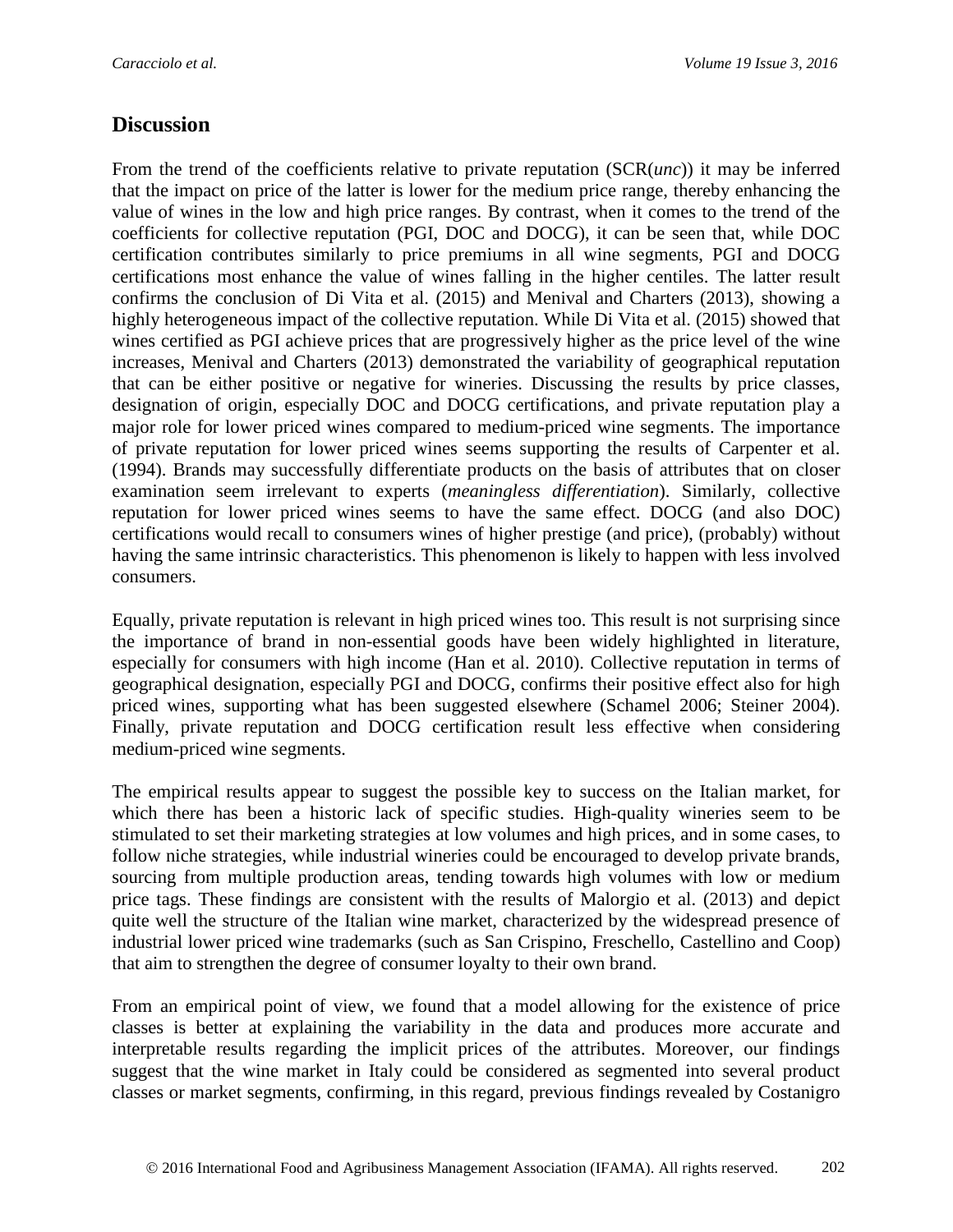## Discussion

From the trend of the coefficients relative to private reputation (SCR(*unc*)) it may be inferred that the impact on price of the latter is lower for the medium price range, thereby enhancing the value of wines in the low and high price ranges. By contrast, when it comes to the trend of the coefficients for collective reputation (PGI, DOC and DOCG), it can be seen that, while DOC certification contributes similarly to price premiums in all wine segments, PGI and DOCG certifications most enhance the value of wines falling in the higher centiles. The latter result confirms the conclusion of Di Vita et al. (2015) and Menival and Charters (2013), showing a highly heterogeneous impact of the collective reputation. While Di Vita et al. (2015) showed that wines certified as PGI achieve prices that are progressively higher as the price level of the wine increases, Menival and Charters (2013) demonstrated the variability of geographical reputation that can be either positive or negative for wineries. Discussing the results by price classes, designation of origin, especially DOC and DOCG certifications, and private reputation play a major role for lower priced wines compared to medium-priced wine segments. The importance of private reputation for lower priced wines seems supporting the results of Carpenter et al. (1994). Brands may successfully differentiate products on the basis of attributes that on closer examination seem irrelevant to experts (*meaningless differentiation*). Similarly, collective reputation for lower priced wines seems to have the same effect. DOCG (and also DOC) certifications would recall to consumers wines of higher prestige (and price), (probably) without having the same intrinsic characteristics. This phenomenon is likely to happen with less involved consumers.

Equally, private reputation is relevant in high priced wines too. This result is not surprising since the importance of brand in non-essential goods have been widely highlighted in literature, especially for consumers with high income (Han et al. 2010). Collective reputation in terms of geographical designation, especially PGI and DOCG, confirms their positive effect also for high priced wines, supporting what has been suggested elsewhere (Schamel 2006; Steiner 2004). Finally, private reputation and DOCG certification result less effective when considering medium-priced wine segments.

The empirical results appear to suggest the possible key to success on the Italian market, for which there has been a historic lack of specific studies. High-quality wineries seem to be stimulated to set their marketing strategies at low volumes and high prices, and in some cases, to follow niche strategies, while industrial wineries could be encouraged to develop private brands, sourcing from multiple production areas, tending towards high volumes with low or medium price tags. These findings are consistent with the results of Malorgio et al. (2013) and depict quite well the structure of the Italian wine market, characterized by the widespread presence of industrial lower priced wine trademarks (such as San Crispino, Freschello, Castellino and Coop) that aim to strengthen the degree of consumer loyalty to their own brand.

From an empirical point of view, we found that a model allowing for the existence of price classes is better at explaining the variability in the data and produces more accurate and interpretable results regarding the implicit prices of the attributes. Moreover, our findings suggest that the wine market in Italy could be considered as segmented into several product classes or market segments, confirming, in this regard, previous findings revealed by Costanigro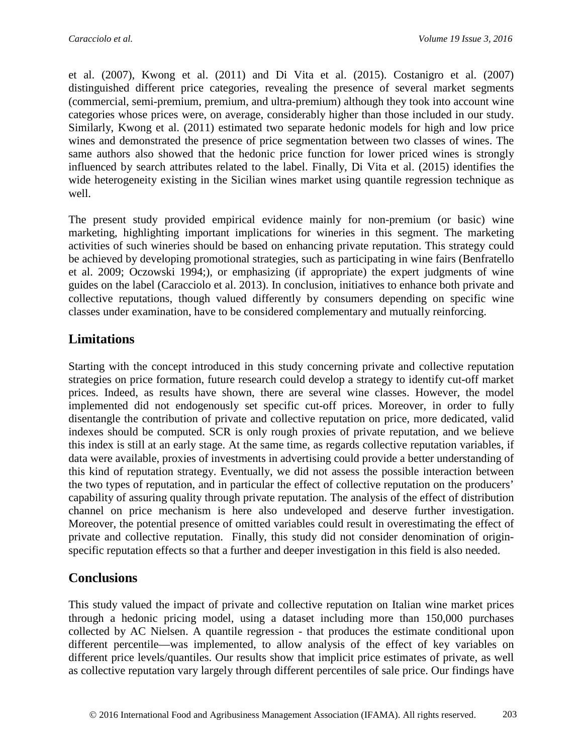et al. (2007), Kwong et al. (2011) and Di Vita et al. (2015). Costanigro et al. (2007) distinguished different price categories, revealing the presence of several market segments (commercial, semi-premium, premium, and ultra-premium) although they took into account wine categories whose prices were, on average, considerably higher than those included in our study. Similarly, Kwong et al. (2011) estimated two separate hedonic models for high and low price wines and demonstrated the presence of price segmentation between two classes of wines. The same authors also showed that the hedonic price function for lower priced wines is strongly influenced by search attributes related to the label. Finally, Di Vita et al. (2015) identifies the wide heterogeneity existing in the Sicilian wines market using quantile regression technique as well.

The present study provided empirical evidence mainly for non-premium (or basic) wine marketing, highlighting important implications for wineries in this segment. The marketing activities of such wineries should be based on enhancing private reputation. This strategy could be achieved by developing promotional strategies, such as participating in wine fairs (Benfratello et al. 2009; Oczowski 1994;), or emphasizing (if appropriate) the expert judgments of wine guides on the label (Caracciolo et al. 2013). In conclusion, initiatives to enhance both private and collective reputations, though valued differently by consumers depending on specific wine classes under examination, have to be considered complementary and mutually reinforcing.

## Limitations

Starting with the concept introduced in this study concerning private and collective reputation strategies on price formation, future research could develop a strategy to identify cut-off market prices. Indeed, as results have shown, there are several wine classes. However, the model implemented did not endogenously set specific cut-off prices. Moreover, in order to fully disentangle the contribution of private and collective reputation on price, more dedicated, valid indexes should be computed. SCR is only rough proxies of private reputation, and we believe this index is still at an early stage. At the same time, as regards collective reputation variables, if data were available, proxies of investments in advertising could provide a better understanding of this kind of reputation strategy. Eventually, we did not assess the possible interaction between the two types of reputation, and in particular the effect of collective reputation on the producers' capability of assuring quality through private reputation. The analysis of the effect of distribution channel on price mechanism is here also undeveloped and deserve further investigation. Moreover, the potential presence of omitted variables could result in overestimating the effect of private and collective reputation. Finally, this study did not consider denomination of origin-specific reputation effects so that a further and deeper investigation in this field is also needed.

## Conclusions

This study valued the impact of private and collective reputation on Italian wine market prices through a hedonic pricing model, using a dataset including more than 150,000 purchases collected by AC Nielsen. A quantile regression - that produces the estimate conditional upon different percentile—was implemented, to allow analysis of the effect of key variables on different price levels/quantiles. Our results show that implicit price estimates of private, as well as collective reputation vary largely through different percentiles of sale price. Our findings have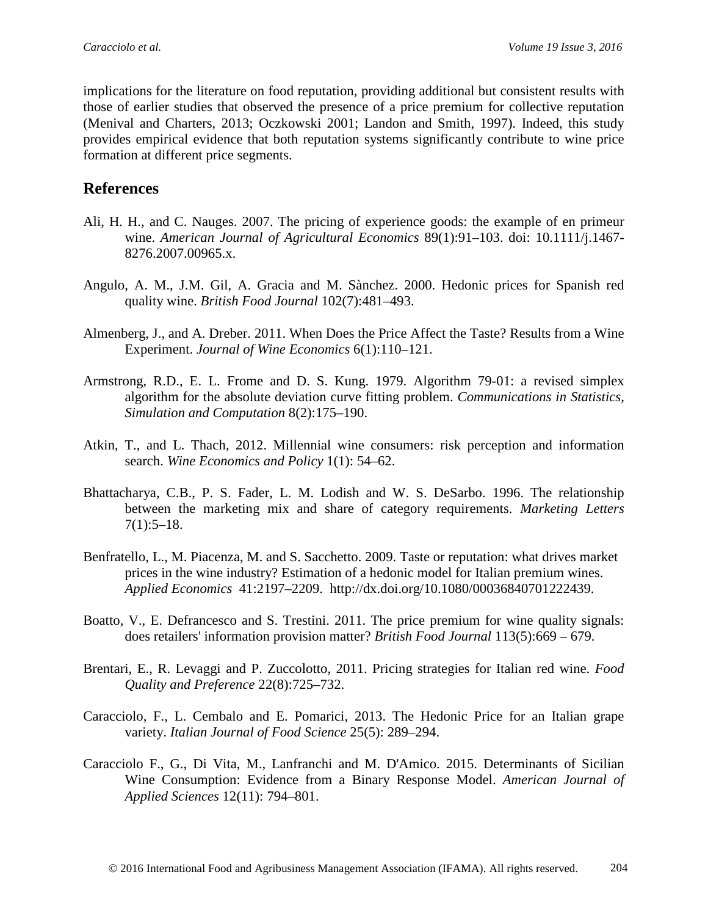implications for the literature on food reputation, providing additional but consistent results with those of earlier studies that observed the presence of a price premium for collective reputation (Menival and Charters, 2013; Oczkowski 2001; Landon and Smith, 1997). Indeed, this study provides empirical evidence that both reputation systems significantly contribute to wine price formation at different price segments.

## References

Ali, H. H., and C. Nauges. 2007. The pricing of experience goods: the example of en primeur wine. *American Journal of Agricultural Economics* 89(1):91–103. doi: 10.1111/j.1467-8276.2007.00965.x.

Angulo, A. M., J.M. Gil, A. Gracia and M. Sànchez. 2000. Hedonic prices for Spanish red quality wine. *British Food Journal* 102(7):481–493.

Almenberg, J., and A. Dreber. 2011. When Does the Price Affect the Taste? Results from a Wine Experiment. *Journal of Wine Economics* 6(1):110–121.

Armstrong, R.D., E. L. Frome and D. S. Kung. 1979. Algorithm 79-01: a revised simplex algorithm for the absolute deviation curve fitting problem. *Communications in Statistics, Simulation and Computation* 8(2):175–190.

Atkin, T., and L. Thach, 2012. Millennial wine consumers: risk perception and information search. *Wine Economics and Policy* 1(1): 54–62.

Bhattacharya, C.B., P. S. Fader, L. M. Lodish and W. S. DeSarbo. 1996. The relationship between the marketing mix and share of category requirements. *Marketing Letters* 7(1):5–18.

Benfratello, L., M. Piacenza, M. and S. Sacchetto. 2009. Taste or reputation: what drives market prices in the wine industry? Estimation of a hedonic model for Italian premium wines. *Applied Economics* 41:2197–2209. http://dx.doi.org/10.1080/00036840701222439.

Boatto, V., E. Defrancesco and S. Trestini. 2011. The price premium for wine quality signals: does retailers' information provision matter? *British Food Journal* 113(5):669 – 679.

Brentari, E., R. Levaggi and P. Zuccolotto, 2011. Pricing strategies for Italian red wine. *Food Quality and Preference* 22(8):725–732.

Caracciolo, F., L. Cembalo and E. Pomarici, 2013. The Hedonic Price for an Italian grape variety. *Italian Journal of Food Science* 25(5): 289–294.

Caracciolo F., G., Di Vita, M., Lanfranchi and M. D'Amico. 2015. Determinants of Sicilian Wine Consumption: Evidence from a Binary Response Model. *American Journal of Applied Sciences* 12(11): 794–801.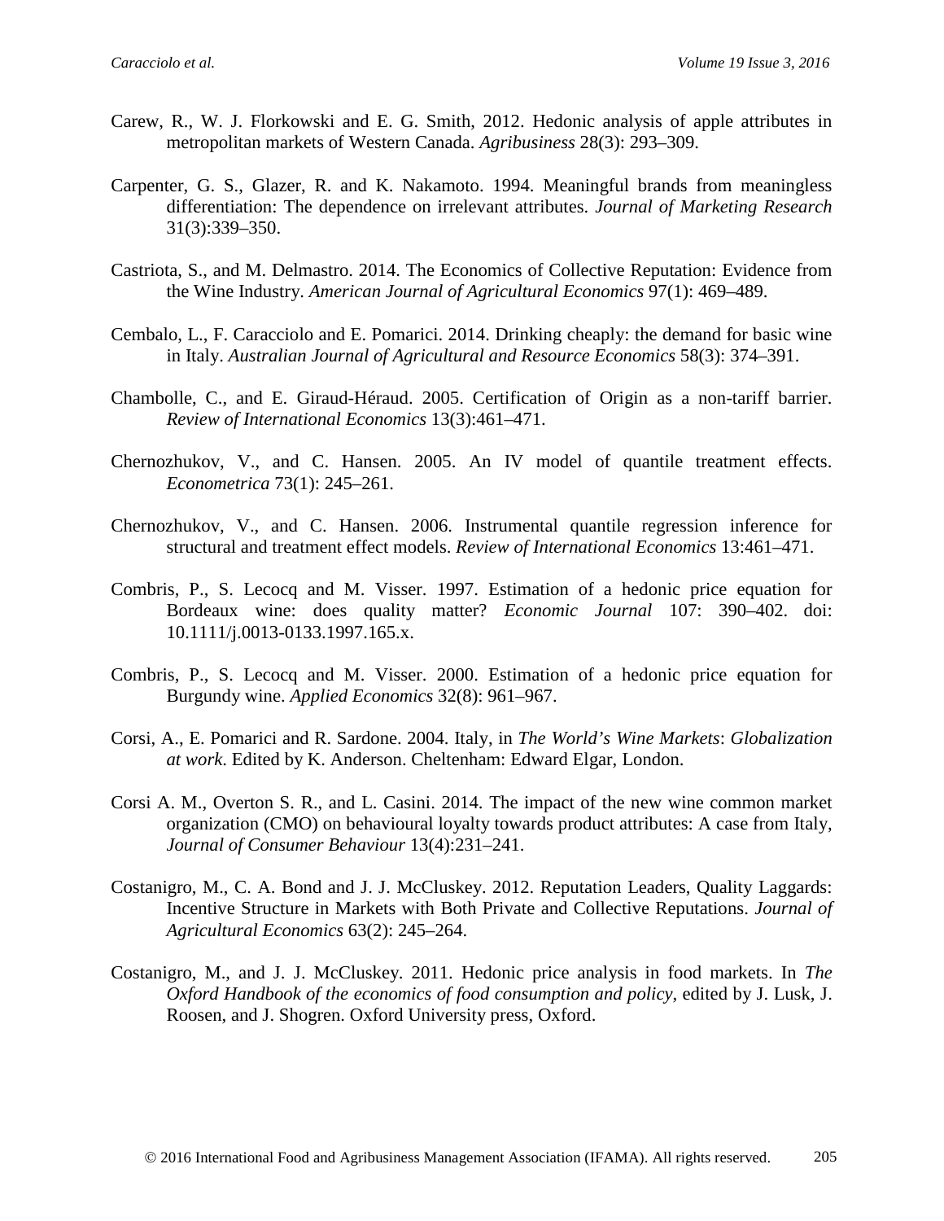Carew, R., W. J. Florkowski and E. G. Smith, 2012. Hedonic analysis of apple attributes in metropolitan markets of Western Canada. *Agribusiness* 28(3): 293–309.

Carpenter, G. S., Glazer, R. and K. Nakamoto. 1994. Meaningful brands from meaningless differentiation: The dependence on irrelevant attributes. *Journal of Marketing Research* 31(3):339–350.

Castriota, S., and M. Delmastro. 2014. The Economics of Collective Reputation: Evidence from the Wine Industry. *American Journal of Agricultural Economics* 97(1): 469–489.

Cembalo, L., F. Caracciolo and E. Pomarici. 2014. Drinking cheaply: the demand for basic wine in Italy. *Australian Journal of Agricultural and Resource Economics* 58(3): 374–391.

Chambolle, C., and E. Giraud-Héraud. 2005. Certification of Origin as a non-tariff barrier. *Review of International Economics* 13(3):461–471.

Chernozhukov, V., and C. Hansen. 2005. An IV model of quantile treatment effects. *Econometrica* 73(1): 245–261.

Chernozhukov, V., and C. Hansen. 2006. Instrumental quantile regression inference for structural and treatment effect models. *Review of International Economics* 13:461–471.

Combris, P., S. Lecocq and M. Visser. 1997. Estimation of a hedonic price equation for Bordeaux wine: does quality matter? *Economic Journal* 107: 390–402. doi: 10.1111/j.0013-0133.1997.165.x.

Combris, P., S. Lecocq and M. Visser. 2000. Estimation of a hedonic price equation for Burgundy wine. *Applied Economics* 32(8): 961–967.

Corsi, A., E. Pomarici and R. Sardone. 2004. Italy, in *The World's Wine Markets*: *Globalization at work*. Edited by K. Anderson. Cheltenham: Edward Elgar, London.

Corsi A. M., Overton S. R., and L. Casini. 2014. The impact of the new wine common market organization (CMO) on behavioural loyalty towards product attributes: A case from Italy, *Journal of Consumer Behaviour* 13(4):231–241.

Costanigro, M., C. A. Bond and J. J. McCluskey. 2012. Reputation Leaders, Quality Laggards: Incentive Structure in Markets with Both Private and Collective Reputations. *Journal of Agricultural Economics* 63(2): 245–264.

Costanigro, M., and J. J. McCluskey. 2011. Hedonic price analysis in food markets. In *The Oxford Handbook of the economics of food consumption and policy*, edited by J. Lusk, J. Roosen, and J. Shogren. Oxford University press, Oxford.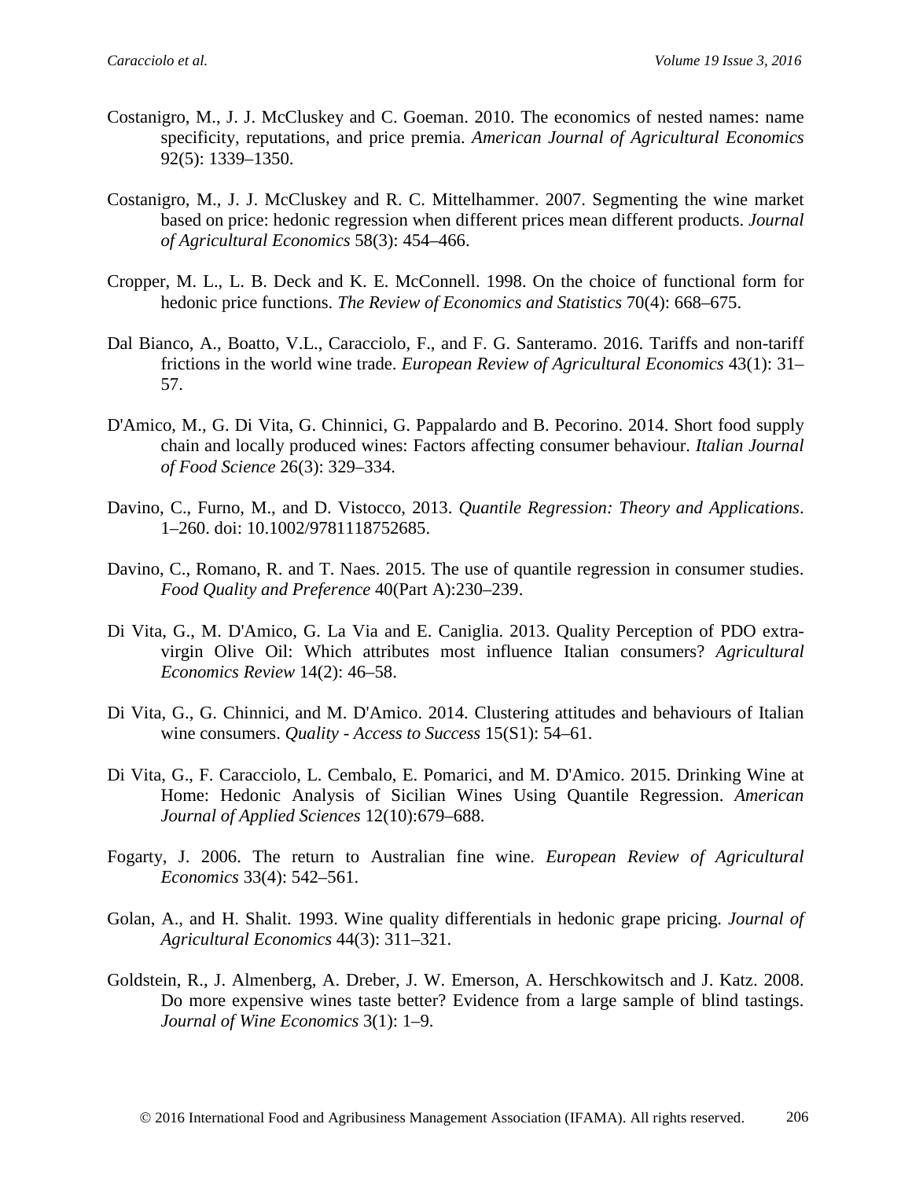Costanigro, M., J. J. McCluskey and C. Goeman. 2010. The economics of nested names: name specificity, reputations, and price premia. *American Journal of Agricultural Economics* 92(5): 1339–1350.

Costanigro, M., J. J. McCluskey and R. C. Mittelhammer. 2007. Segmenting the wine market based on price: hedonic regression when different prices mean different products. *Journal of Agricultural Economics* 58(3): 454–466.

Cropper, M. L., L. B. Deck and K. E. McConnell. 1998. On the choice of functional form for hedonic price functions. *The Review of Economics and Statistics* 70(4): 668–675.

Dal Bianco, A., Boatto, V.L., Caracciolo, F., and F. G. Santeramo. 2016. Tariffs and non-tariff frictions in the world wine trade. *European Review of Agricultural Economics* 43(1): 31–57.

D'Amico, M., G. Di Vita, G. Chinnici, G. Pappalardo and B. Pecorino. 2014. Short food supply chain and locally produced wines: Factors affecting consumer behaviour. *Italian Journal of Food Science* 26(3): 329–334.

Davino, C., Furno, M., and D. Vistocco, 2013. *Quantile Regression: Theory and Applications*. 1–260. doi: 10.1002/9781118752685.

Davino, C., Romano, R. and T. Naes. 2015. The use of quantile regression in consumer studies. *Food Quality and Preference* 40(Part A):230–239.

Di Vita, G., M. D'Amico, G. La Via and E. Caniglia. 2013. Quality Perception of PDO extra-virgin Olive Oil: Which attributes most influence Italian consumers? *Agricultural Economics Review* 14(2): 46–58.

Di Vita, G., G. Chinnici, and M. D'Amico. 2014. Clustering attitudes and behaviours of Italian wine consumers. *Quality - Access to Success* 15(S1): 54–61.

Di Vita, G., F. Caracciolo, L. Cembalo, E. Pomarici, and M. D'Amico. 2015. Drinking Wine at Home: Hedonic Analysis of Sicilian Wines Using Quantile Regression. *American Journal of Applied Sciences* 12(10):679–688.

Fogarty, J. 2006. The return to Australian fine wine. *European Review of Agricultural Economics* 33(4): 542–561.

Golan, A., and H. Shalit. 1993. Wine quality differentials in hedonic grape pricing. *Journal of Agricultural Economics* 44(3): 311–321.

Goldstein, R., J. Almenberg, A. Dreber, J. W. Emerson, A. Herschkowitsch and J. Katz. 2008. Do more expensive wines taste better? Evidence from a large sample of blind tastings. *Journal of Wine Economics* 3(1): 1–9.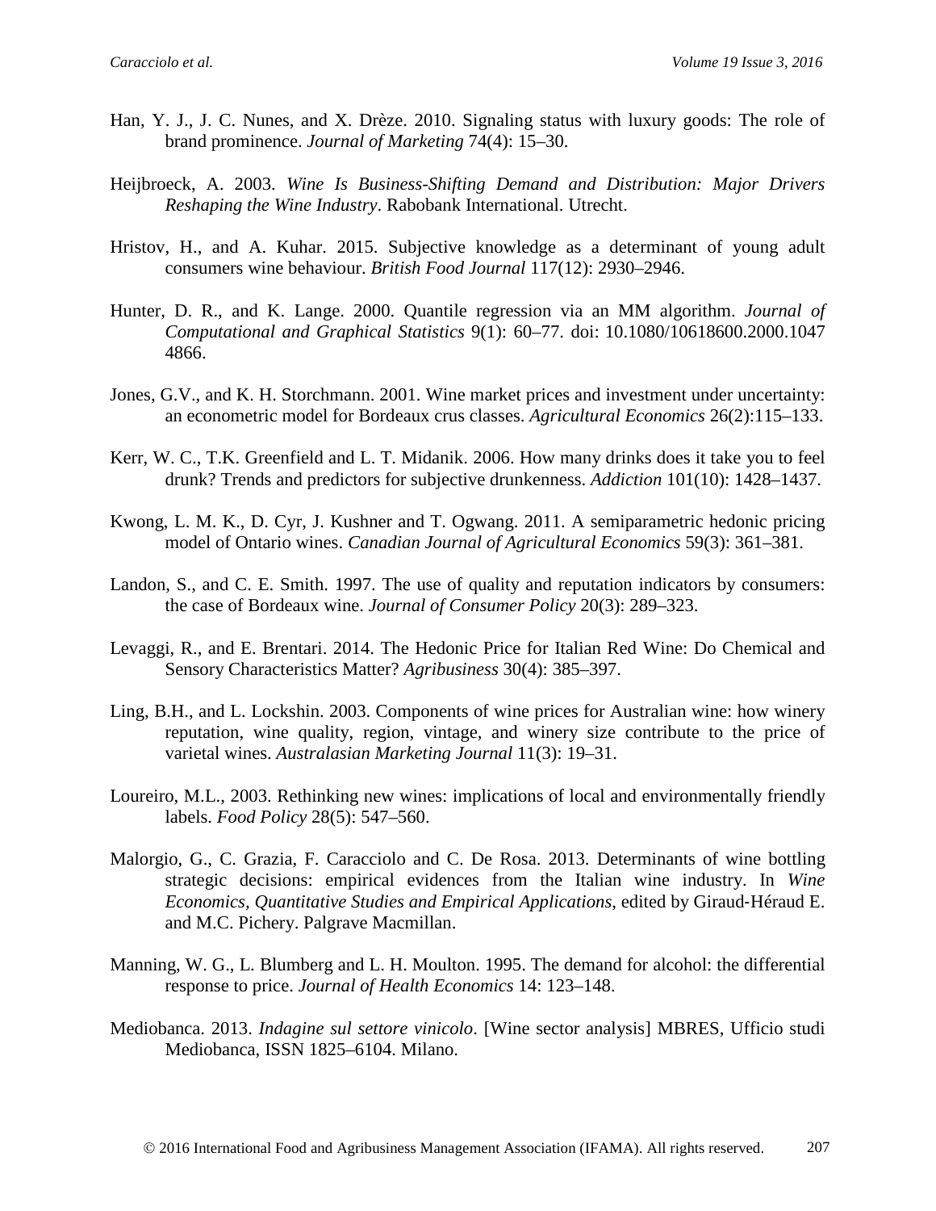Han, Y. J., J. C. Nunes, and X. Drèze. 2010. Signaling status with luxury goods: The role of brand prominence. *Journal of Marketing* 74(4): 15–30.

Heijbroeck, A. 2003. *Wine Is Business-Shifting Demand and Distribution: Major Drivers Reshaping the Wine Industry*. Rabobank International. Utrecht.

Hristov, H., and A. Kuhar. 2015. Subjective knowledge as a determinant of young adult consumers wine behaviour. *British Food Journal* 117(12): 2930–2946.

Hunter, D. R., and K. Lange. 2000. Quantile regression via an MM algorithm. *Journal of Computational and Graphical Statistics* 9(1): 60–77. doi: 10.1080/10618600.2000.10474866.

Jones, G.V., and K. H. Storchmann. 2001. Wine market prices and investment under uncertainty: an econometric model for Bordeaux crus classes. *Agricultural Economics* 26(2):115–133.

Kerr, W. C., T.K. Greenfield and L. T. Midanik. 2006. How many drinks does it take you to feel drunk? Trends and predictors for subjective drunkenness. *Addiction* 101(10): 1428–1437.

Kwong, L. M. K., D. Cyr, J. Kushner and T. Ogwang. 2011. A semiparametric hedonic pricing model of Ontario wines. *Canadian Journal of Agricultural Economics* 59(3): 361–381.

Landon, S., and C. E. Smith. 1997. The use of quality and reputation indicators by consumers: the case of Bordeaux wine. *Journal of Consumer Policy* 20(3): 289–323.

Levaggi, R., and E. Brentari. 2014. The Hedonic Price for Italian Red Wine: Do Chemical and Sensory Characteristics Matter? *Agribusiness* 30(4): 385–397.

Ling, B.H., and L. Lockshin. 2003. Components of wine prices for Australian wine: how winery reputation, wine quality, region, vintage, and winery size contribute to the price of varietal wines. *Australasian Marketing Journal* 11(3): 19–31.

Loureiro, M.L., 2003. Rethinking new wines: implications of local and environmentally friendly labels. *Food Policy* 28(5): 547–560.

Malorgio, G., C. Grazia, F. Caracciolo and C. De Rosa. 2013. Determinants of wine bottling strategic decisions: empirical evidences from the Italian wine industry. In *Wine Economics, Quantitative Studies and Empirical Applications*, edited by Giraud-Héraud E. and M.C. Pichery. Palgrave Macmillan.

Manning, W. G., L. Blumberg and L. H. Moulton. 1995. The demand for alcohol: the differential response to price. *Journal of Health Economics* 14: 123–148.

Mediobanca. 2013. *Indagine sul settore vinicolo*. [Wine sector analysis] MBRES, Ufficio studi Mediobanca, ISSN 1825–6104. Milano.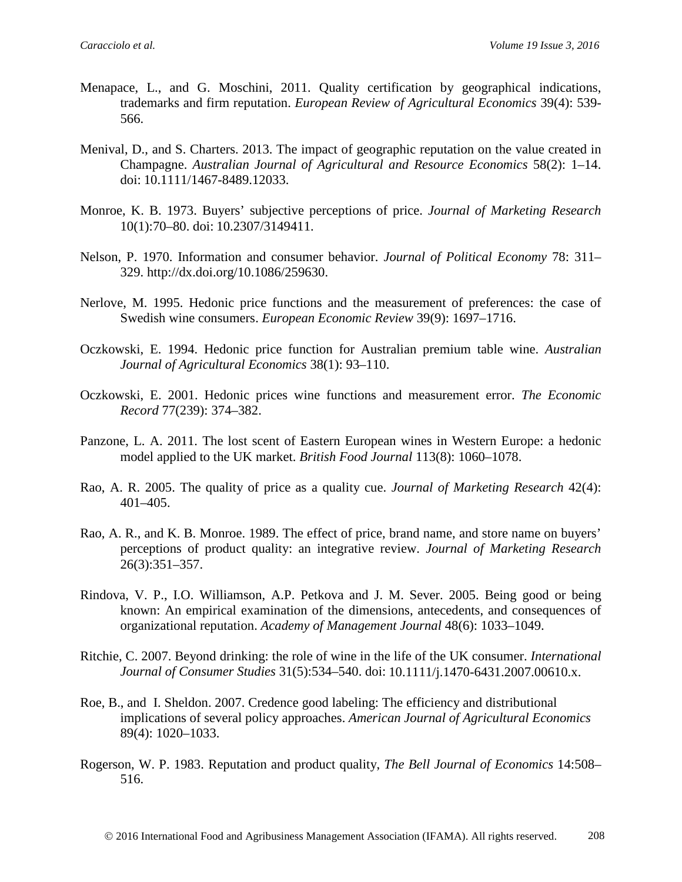Menapace, L., and G. Moschini, 2011. Quality certification by geographical indications, trademarks and firm reputation. *European Review of Agricultural Economics* 39(4): 539-566.

Menival, D., and S. Charters. 2013. The impact of geographic reputation on the value created in Champagne. *Australian Journal of Agricultural and Resource Economics* 58(2): 1–14. doi: 10.1111/1467-8489.12033.

Monroe, K. B. 1973. Buyers' subjective perceptions of price. *Journal of Marketing Research* 10(1):70–80. doi: 10.2307/3149411.

Nelson, P. 1970. Information and consumer behavior. *Journal of Political Economy* 78: 311–329. http://dx.doi.org/10.1086/259630.

Nerlove, M. 1995. Hedonic price functions and the measurement of preferences: the case of Swedish wine consumers. *European Economic Review* 39(9): 1697–1716.

Oczkowski, E. 1994. Hedonic price function for Australian premium table wine. *Australian Journal of Agricultural Economics* 38(1): 93–110.

Oczkowski, E. 2001. Hedonic prices wine functions and measurement error. *The Economic Record* 77(239): 374–382.

Panzone, L. A. 2011. The lost scent of Eastern European wines in Western Europe: a hedonic model applied to the UK market. *British Food Journal* 113(8): 1060–1078.

Rao, A. R. 2005. The quality of price as a quality cue. *Journal of Marketing Research* 42(4): 401–405.

Rao, A. R., and K. B. Monroe. 1989. The effect of price, brand name, and store name on buyers' perceptions of product quality: an integrative review. *Journal of Marketing Research* 26(3):351–357.

Rindova, V. P., I.O. Williamson, A.P. Petkova and J. M. Sever. 2005. Being good or being known: An empirical examination of the dimensions, antecedents, and consequences of organizational reputation. *Academy of Management Journal* 48(6): 1033–1049.

Ritchie, C. 2007. Beyond drinking: the role of wine in the life of the UK consumer. *International Journal of Consumer Studies* 31(5):534–540. doi: 10.1111/j.1470-6431.2007.00610.x.

Roe, B., and I. Sheldon. 2007. Credence good labeling: The efficiency and distributional implications of several policy approaches. *American Journal of Agricultural Economics* 89(4): 1020–1033.

Rogerson, W. P. 1983. Reputation and product quality, *The Bell Journal of Economics* 14:508–516.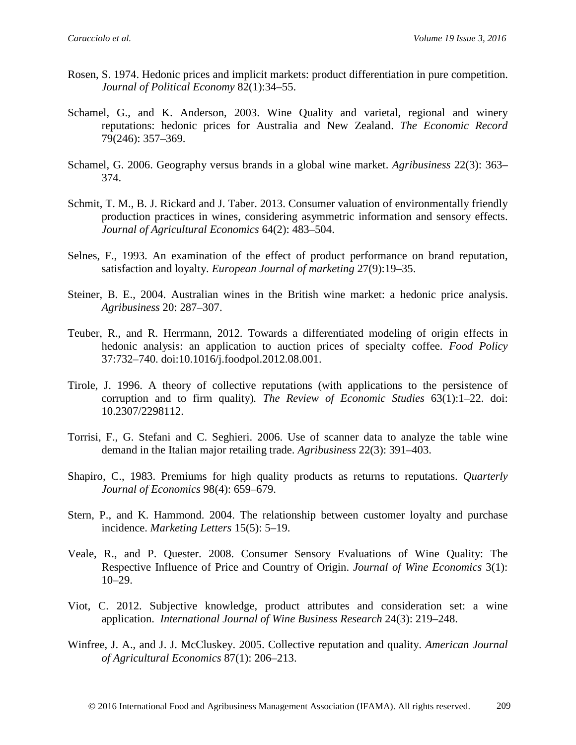Rosen, S. 1974. Hedonic prices and implicit markets: product differentiation in pure competition. *Journal of Political Economy* 82(1):34–55.

Schamel, G., and K. Anderson, 2003. Wine Quality and varietal, regional and winery reputations: hedonic prices for Australia and New Zealand. *The Economic Record* 79(246): 357–369.

Schamel, G. 2006. Geography versus brands in a global wine market. *Agribusiness* 22(3): 363–374.

Schmit, T. M., B. J. Rickard and J. Taber. 2013. Consumer valuation of environmentally friendly production practices in wines, considering asymmetric information and sensory effects. *Journal of Agricultural Economics* 64(2): 483–504.

Selnes, F., 1993. An examination of the effect of product performance on brand reputation, satisfaction and loyalty. *European Journal of marketing* 27(9):19–35.

Steiner, B. E., 2004. Australian wines in the British wine market: a hedonic price analysis. *Agribusiness* 20: 287–307.

Teuber, R., and R. Herrmann, 2012. Towards a differentiated modeling of origin effects in hedonic analysis: an application to auction prices of specialty coffee. *Food Policy* 37:732–740. doi:10.1016/j.foodpol.2012.08.001.

Tirole, J. 1996. A theory of collective reputations (with applications to the persistence of corruption and to firm quality). *The Review of Economic Studies* 63(1):1–22. doi: 10.2307/2298112.

Torrisi, F., G. Stefani and C. Seghieri. 2006. Use of scanner data to analyze the table wine demand in the Italian major retailing trade. *Agribusiness* 22(3): 391–403.

Shapiro, C., 1983. Premiums for high quality products as returns to reputations. *Quarterly Journal of Economics* 98(4): 659–679.

Stern, P., and K. Hammond. 2004. The relationship between customer loyalty and purchase incidence. *Marketing Letters* 15(5): 5–19.

Veale, R., and P. Quester. 2008. Consumer Sensory Evaluations of Wine Quality: The Respective Influence of Price and Country of Origin. *Journal of Wine Economics* 3(1): 10–29.

Viot, C. 2012. Subjective knowledge, product attributes and consideration set: a wine application. *International Journal of Wine Business Research* 24(3): 219–248.

Winfree, J. A., and J. J. McCluskey. 2005. Collective reputation and quality. *American Journal of Agricultural Economics* 87(1): 206–213.